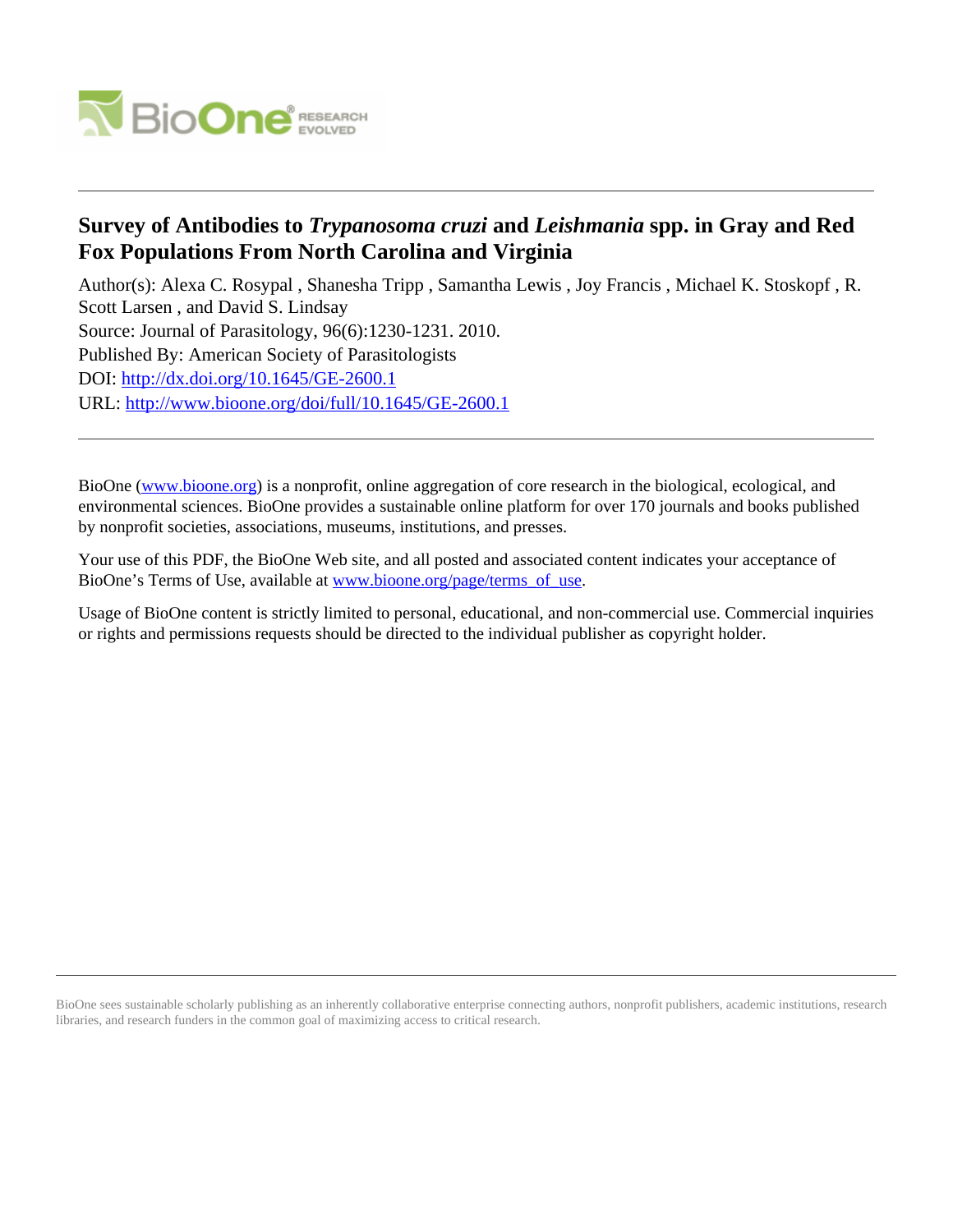# Survey of Antibodies to *Trypanosoma cruzi* and *Leishmania* spp. in Gray and Red Fox Populations From North Carolina and Virginia

Author(s): Alexa C. Rosypal , Shanesha Tripp , Samantha Lewis , Joy Francis , Michael K. Stoskopf , R. Scott Larsen , and David S. Lindsay

Source: Journal of Parasitology, 96(6):1230-1231. 2010.

Published By: American Society of Parasitologists

DOI: http://dx.doi.org/10.1645/GE-2600.1

URL: http://www.bioone.org/doi/full/10.1645/GE-2600.1

BioOne (www.bioone.org) is a nonprofit, online aggregation of core research in the biological, ecological, and environmental sciences. BioOne provides a sustainable online platform for over 170 journals and books published by nonprofit societies, associations, museums, institutions, and presses.

Your use of this PDF, the BioOne Web site, and all posted and associated content indicates your acceptance of BioOne's Terms of Use, available at www.bioone.org/page/terms_of_use.

Usage of BioOne content is strictly limited to personal, educational, and non-commercial use. Commercial inquiries or rights and permissions requests should be directed to the individual publisher as copyright holder.

BioOne sees sustainable scholarly publishing as an inherently collaborative enterprise connecting authors, nonprofit publishers, academic institutions, research libraries, and research funders in the common goal of maximizing access to critical research.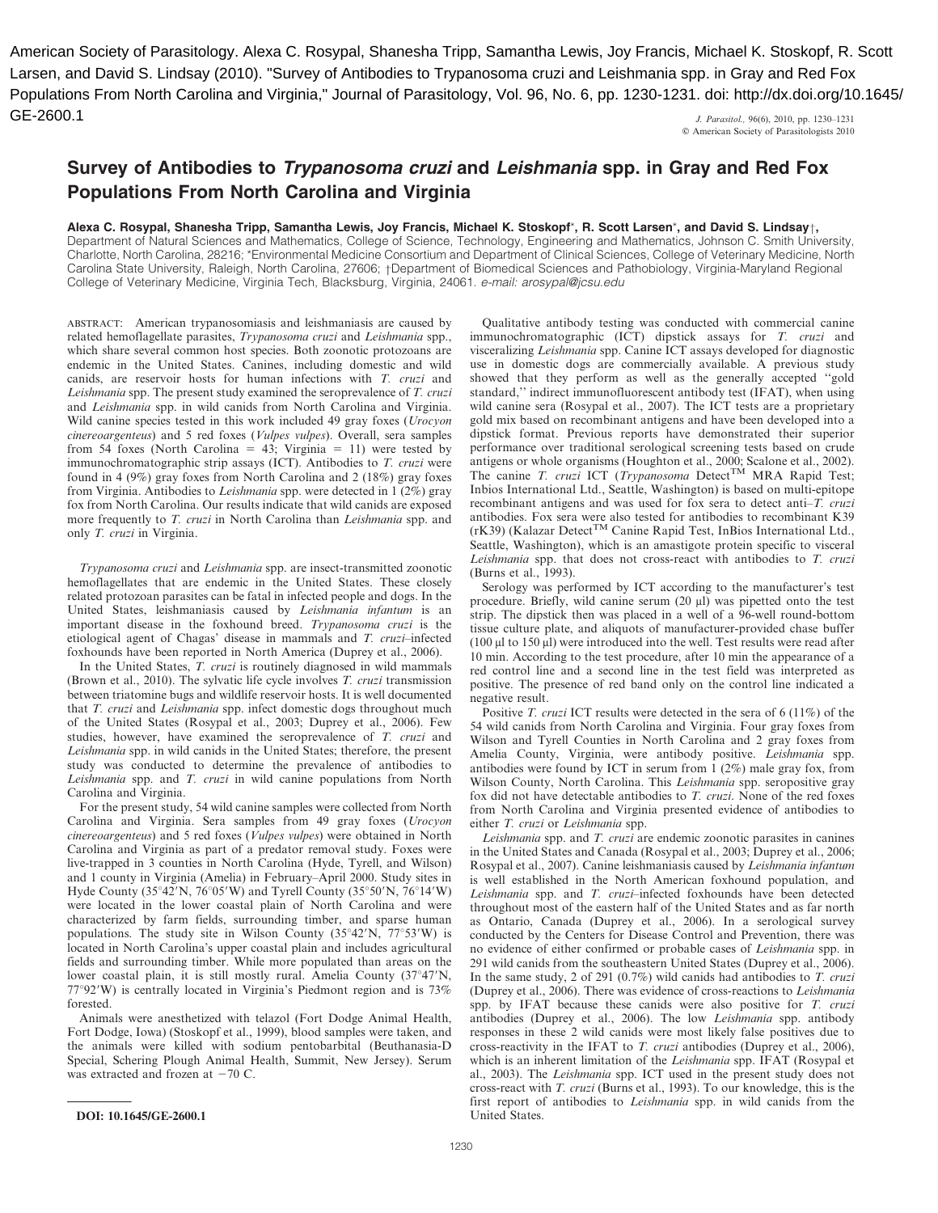American Society of Parasitology. Alexa C. Rosypal, Shanesha Tripp, Samantha Lewis, Joy Francis, Michael K. Stoskopf, R. Scott Larsen, and David S. Lindsay (2010). "Survey of Antibodies to Trypanosoma cruzi and Leishmania spp. in Gray and Red Fox Populations From North Carolina and Virginia," Journal of Parasitology, Vol. 96, No. 6, pp. 1230-1231. doi: http://dx.doi.org/10.1645/GE-2600.1

# Survey of Antibodies to *Trypanosoma cruzi* and *Leishmania* spp. in Gray and Red Fox Populations From North Carolina and Virginia

**Alexa C. Rosypal, Shanesha Tripp, Samantha Lewis, Joy Francis, Michael K. Stoskopf\*, R. Scott Larsen\*, and David S. Lindsay†,** Department of Natural Sciences and Mathematics, College of Science, Technology, Engineering and Mathematics, Johnson C. Smith University, Charlotte, North Carolina, 28216; \*Environmental Medicine Consortium and Department of Clinical Sciences, College of Veterinary Medicine, North Carolina State University, Raleigh, North Carolina, 27606; †Department of Biomedical Sciences and Pathobiology, Virginia-Maryland Regional College of Veterinary Medicine, Virginia Tech, Blacksburg, Virginia, 24061. *e-mail: arosypal@jcsu.edu*

ABSTRACT: American trypanosomiasis and leishmaniasis are caused by related hemoflagellate parasites, *Trypanosoma cruzi* and *Leishmania* spp., which share several common host species. Both zoonotic protozoans are endemic in the United States. Canines, including domestic and wild canids, are reservoir hosts for human infections with *T. cruzi* and *Leishmania* spp. The present study examined the seroprevalence of *T. cruzi* and *Leishmania* spp. in wild canids from North Carolina and Virginia. Wild canine species tested in this work included 49 gray foxes (*Urocyon cinereoargenteus*) and 5 red foxes (*Vulpes vulpes*). Overall, sera samples from 54 foxes (North Carolina = 43; Virginia = 11) were tested by immunochromatographic strip assays (ICT). Antibodies to *T. cruzi* were found in 4 (9%) gray foxes from North Carolina and 2 (18%) gray foxes from Virginia. Antibodies to *Leishmania* spp. were detected in 1 (2%) gray fox from North Carolina. Our results indicate that wild canids are exposed more frequently to *T. cruzi* in North Carolina than *Leishmania* spp. and only *T. cruzi* in Virginia.

*Trypanosoma cruzi* and *Leishmania* spp. are insect-transmitted zoonotic hemoflagellates that are endemic in the United States. These closely related protozoan parasites can be fatal in infected people and dogs. In the United States, leishmaniasis caused by *Leishmania infantum* is an important disease in the foxhound breed. *Trypanosoma cruzi* is the etiological agent of Chagas' disease in mammals and *T. cruzi*–infected foxhounds have been reported in North America (Duprey et al., 2006).

In the United States, *T. cruzi* is routinely diagnosed in wild mammals (Brown et al., 2010). The sylvatic life cycle involves *T. cruzi* transmission between triatomine bugs and wildlife reservoir hosts. It is well documented that *T. cruzi* and *Leishmania* spp. infect domestic dogs throughout much of the United States (Rosypal et al., 2003; Duprey et al., 2006). Few studies, however, have examined the seroprevalence of *T. cruzi* and *Leishmania* spp. in wild canids in the United States; therefore, the present study was conducted to determine the prevalence of antibodies to *Leishmania* spp. and *T. cruzi* in wild canine populations from North Carolina and Virginia.

For the present study, 54 wild canine samples were collected from North Carolina and Virginia. Sera samples from 49 gray foxes (*Urocyon cinereoargenteus*) and 5 red foxes (*Vulpes vulpes*) were obtained in North Carolina and Virginia as part of a predator removal study. Foxes were live-trapped in 3 counties in North Carolina (Hyde, Tyrell, and Wilson) and 1 county in Virginia (Amelia) in February–April 2000. Study sites in Hyde County (35°42′N, 76°05′W) and Tyrell County (35°50′N, 76°14′W) were located in the lower coastal plain of North Carolina and were characterized by farm fields, surrounding timber, and sparse human populations. The study site in Wilson County (35°42′N, 77°53′W) is located in North Carolina's upper coastal plain and includes agricultural fields and surrounding timber. While more populated than areas on the lower coastal plain, it is still mostly rural. Amelia County (37°47′N, 77°92′W) is centrally located in Virginia's Piedmont region and is 73% forested.

Animals were anesthetized with telazol (Fort Dodge Animal Health, Fort Dodge, Iowa) (Stoskopf et al., 1999), blood samples were taken, and the animals were killed with sodium pentobarbital (Beuthanasia-D Special, Schering Plough Animal Health, Summit, New Jersey). Serum was extracted and frozen at −70 C.

Qualitative antibody testing was conducted with commercial canine immunochromatographic (ICT) dipstick assays for *T. cruzi* and visceralizing *Leishmania* spp. Canine ICT assays developed for diagnostic use in domestic dogs are commercially available. A previous study showed that they perform as well as the generally accepted "gold standard," indirect immunofluorescent antibody test (IFAT), when using wild canine sera (Rosypal et al., 2007). The ICT tests are a proprietary gold mix based on recombinant antigens and have been developed into a dipstick format. Previous reports have demonstrated their superior performance over traditional serological screening tests based on crude antigens or whole organisms (Houghton et al., 2000; Scalone et al., 2002). The canine *T. cruzi* ICT (*Trypanosoma* Detect™ MRA Rapid Test; Inbios International Ltd., Seattle, Washington) is based on multi-epitope recombinant antigens and was used for fox sera to detect anti–*T. cruzi* antibodies. Fox sera were also tested for antibodies to recombinant K39 (rK39) (Kalazar Detect™ Canine Rapid Test, InBios International Ltd., Seattle, Washington), which is an amastigote protein specific to visceral *Leishmania* spp. that does not cross-react with antibodies to *T. cruzi* (Burns et al., 1993).

Serology was performed by ICT according to the manufacturer's test procedure. Briefly, wild canine serum (20 μl) was pipetted onto the test strip. The dipstick then was placed in a well of a 96-well round-bottom tissue culture plate, and aliquots of manufacturer-provided chase buffer (100 μl to 150 μl) were introduced into the well. Test results were read after 10 min. According to the test procedure, after 10 min the appearance of a red control line and a second line in the test field was interpreted as positive. The presence of red band only on the control line indicated a negative result.

Positive *T. cruzi* ICT results were detected in the sera of 6 (11%) of the 54 wild canids from North Carolina and Virginia. Four gray foxes from Wilson and Tyrell Counties in North Carolina and 2 gray foxes from Amelia County, Virginia, were antibody positive. *Leishmania* spp. antibodies were found by ICT in serum from 1 (2%) male gray fox, from Wilson County, North Carolina. This *Leishmania* spp. seropositive gray fox did not have detectable antibodies to *T. cruzi*. None of the red foxes from North Carolina and Virginia presented evidence of antibodies to either *T. cruzi* or *Leishmania* spp.

*Leishmania* spp. and *T. cruzi* are endemic zoonotic parasites in canines in the United States and Canada (Rosypal et al., 2003; Duprey et al., 2006; Rosypal et al., 2007). Canine leishmaniasis caused by *Leishmania infantum* is well established in the North American foxhound population, and *Leishmania* spp. and *T. cruzi*–infected foxhounds have been detected throughout most of the eastern half of the United States and as far north as Ontario, Canada (Duprey et al., 2006). In a serological survey conducted by the Centers for Disease Control and Prevention, there was no evidence of either confirmed or probable cases of *Leishmania* spp. in 291 wild canids from the southeastern United States (Duprey et al., 2006). In the same study, 2 of 291 (0.7%) wild canids had antibodies to *T. cruzi* (Duprey et al., 2006). There was evidence of cross-reactions to *Leishmania* spp. by IFAT because these canids were also positive for *T. cruzi* antibodies (Duprey et al., 2006). The low *Leishmania* spp. antibody responses in these 2 wild canids were most likely false positives due to cross-reactivity in the IFAT to *T. cruzi* antibodies (Duprey et al., 2006), which is an inherent limitation of the *Leishmania* spp. IFAT (Rosypal et al., 2003). The *Leishmania* spp. ICT used in the present study does not cross-react with *T. cruzi* (Burns et al., 1993). To our knowledge, this is the first report of antibodies to *Leishmania* spp. in wild canids from the United States.

DOI: 10.1645/GE-2600.1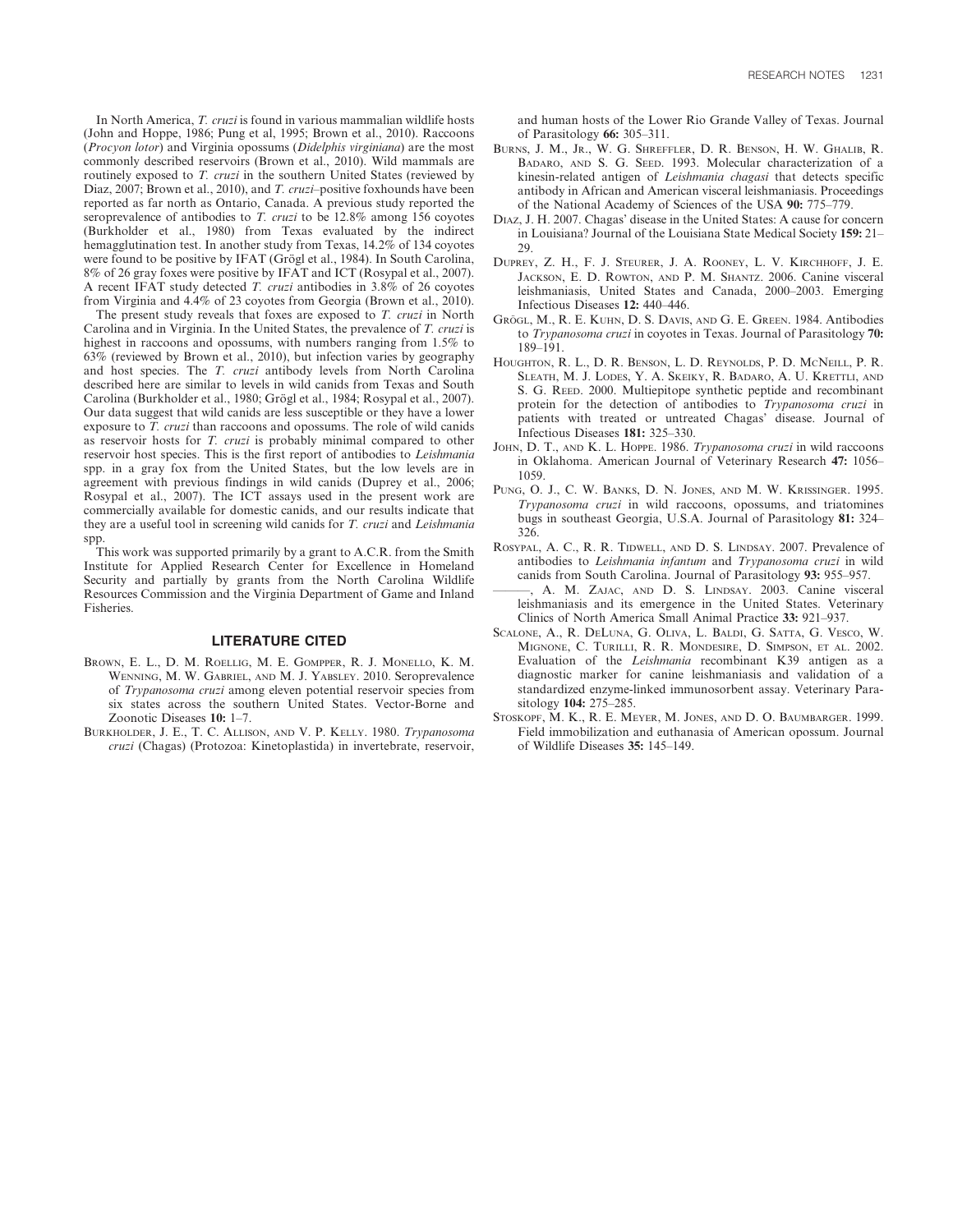In North America, *T. cruzi* is found in various mammalian wildlife hosts (John and Hoppe, 1986; Pung et al, 1995; Brown et al., 2010). Raccoons (*Procyon lotor*) and Virginia opossums (*Didelphis virginiana*) are the most commonly described reservoirs (Brown et al., 2010). Wild mammals are routinely exposed to *T. cruzi* in the southern United States (reviewed by Diaz, 2007; Brown et al., 2010), and *T. cruzi*–positive foxhounds have been reported as far north as Ontario, Canada. A previous study reported the seroprevalence of antibodies to *T. cruzi* to be 12.8% among 156 coyotes (Burkholder et al., 1980) from Texas evaluated by the indirect hemagglutination test. In another study from Texas, 14.2% of 134 coyotes were found to be positive by IFAT (Grögl et al., 1984). In South Carolina, 8% of 26 gray foxes were positive by IFAT and ICT (Rosypal et al., 2007). A recent IFAT study detected *T. cruzi* antibodies in 3.8% of 26 coyotes from Virginia and 4.4% of 23 coyotes from Georgia (Brown et al., 2010).

The present study reveals that foxes are exposed to *T. cruzi* in North Carolina and in Virginia. In the United States, the prevalence of *T. cruzi* is highest in raccoons and opossums, with numbers ranging from 1.5% to 63% (reviewed by Brown et al., 2010), but infection varies by geography and host species. The *T. cruzi* antibody levels from North Carolina described here are similar to levels in wild canids from Texas and South Carolina (Burkholder et al., 1980; Grögl et al., 1984; Rosypal et al., 2007). Our data suggest that wild canids are less susceptible or they have a lower exposure to *T. cruzi* than raccoons and opossums. The role of wild canids as reservoir hosts for *T. cruzi* is probably minimal compared to other reservoir host species. This is the first report of antibodies to *Leishmania* spp. in a gray fox from the United States, but the low levels are in agreement with previous findings in wild canids (Duprey et al., 2006; Rosypal et al., 2007). The ICT assays used in the present work are commercially available for domestic canids, and our results indicate that they are a useful tool in screening wild canids for *T. cruzi* and *Leishmania* spp.

This work was supported primarily by a grant to A.C.R. from the Smith Institute for Applied Research Center for Excellence in Homeland Security and partially by grants from the North Carolina Wildlife Resources Commission and the Virginia Department of Game and Inland Fisheries.

## LITERATURE CITED

Brown, E. L., D. M. Roellig, M. E. Gompper, R. J. Monello, K. M. Wenning, M. W. Gabriel, and M. J. Yabsley. 2010. Seroprevalence of *Trypanosoma cruzi* among eleven potential reservoir species from six states across the southern United States. Vector-Borne and Zoonotic Diseases **10:** 1–7.

Burkholder, J. E., T. C. Allison, and V. P. Kelly. 1980. *Trypanosoma cruzi* (Chagas) (Protozoa: Kinetoplastida) in invertebrate, reservoir, and human hosts of the Lower Rio Grande Valley of Texas. Journal of Parasitology **66:** 305–311.

Burns, J. M., Jr., W. G. Shreffler, D. R. Benson, H. W. Ghalib, R. Badaro, and S. G. Seed. 1993. Molecular characterization of a kinesin-related antigen of *Leishmania chagasi* that detects specific antibody in African and American visceral leishmaniasis. Proceedings of the National Academy of Sciences of the USA **90:** 775–779.

Diaz, J. H. 2007. Chagas' disease in the United States: A cause for concern in Louisiana? Journal of the Louisiana State Medical Society **159:** 21–29.

Duprey, Z. H., F. J. Steurer, J. A. Rooney, L. V. Kirchhoff, J. E. Jackson, E. D. Rowton, and P. M. Shantz. 2006. Canine visceral leishmaniasis, United States and Canada, 2000–2003. Emerging Infectious Diseases **12:** 440–446.

Grögl, M., R. E. Kuhn, D. S. Davis, and G. E. Green. 1984. Antibodies to *Trypanosoma cruzi* in coyotes in Texas. Journal of Parasitology **70:** 189–191.

Houghton, R. L., D. R. Benson, L. D. Reynolds, P. D. McNeill, P. R. Sleath, M. J. Lodes, Y. A. Skeiky, R. Badaro, A. U. Krettli, and S. G. Reed. 2000. Multiepitope synthetic peptide and recombinant protein for the detection of antibodies to *Trypanosoma cruzi* in patients with treated or untreated Chagas' disease. Journal of Infectious Diseases **181:** 325–330.

John, D. T., and K. L. Hoppe. 1986. *Trypanosoma cruzi* in wild raccoons in Oklahoma. American Journal of Veterinary Research **47:** 1056–1059.

Pung, O. J., C. W. Banks, D. N. Jones, and M. W. Krissinger. 1995. *Trypanosoma cruzi* in wild raccoons, opossums, and triatomines bugs in southeast Georgia, U.S.A. Journal of Parasitology **81:** 324–326.

Rosypal, A. C., R. R. Tidwell, and D. S. Lindsay. 2007. Prevalence of antibodies to *Leishmania infantum* and *Trypanosoma cruzi* in wild canids from South Carolina. Journal of Parasitology **93:** 955–957.

———, A. M. Zajac, and D. S. Lindsay. 2003. Canine visceral leishmaniasis and its emergence in the United States. Veterinary Clinics of North America Small Animal Practice **33:** 921–937.

Scalone, A., R. DeLuna, G. Oliva, L. Baldi, G. Satta, G. Vesco, W. Mignone, C. Turilli, R. R. Mondesire, D. Simpson, et al. 2002. Evaluation of the *Leishmania* recombinant K39 antigen as a diagnostic marker for canine leishmaniasis and validation of a standardized enzyme-linked immunosorbent assay. Veterinary Parasitology **104:** 275–285.

Stoskopf, M. K., R. E. Meyer, M. Jones, and D. O. Baumbarger. 1999. Field immobilization and euthanasia of American opossum. Journal of Wildlife Diseases **35:** 145–149.